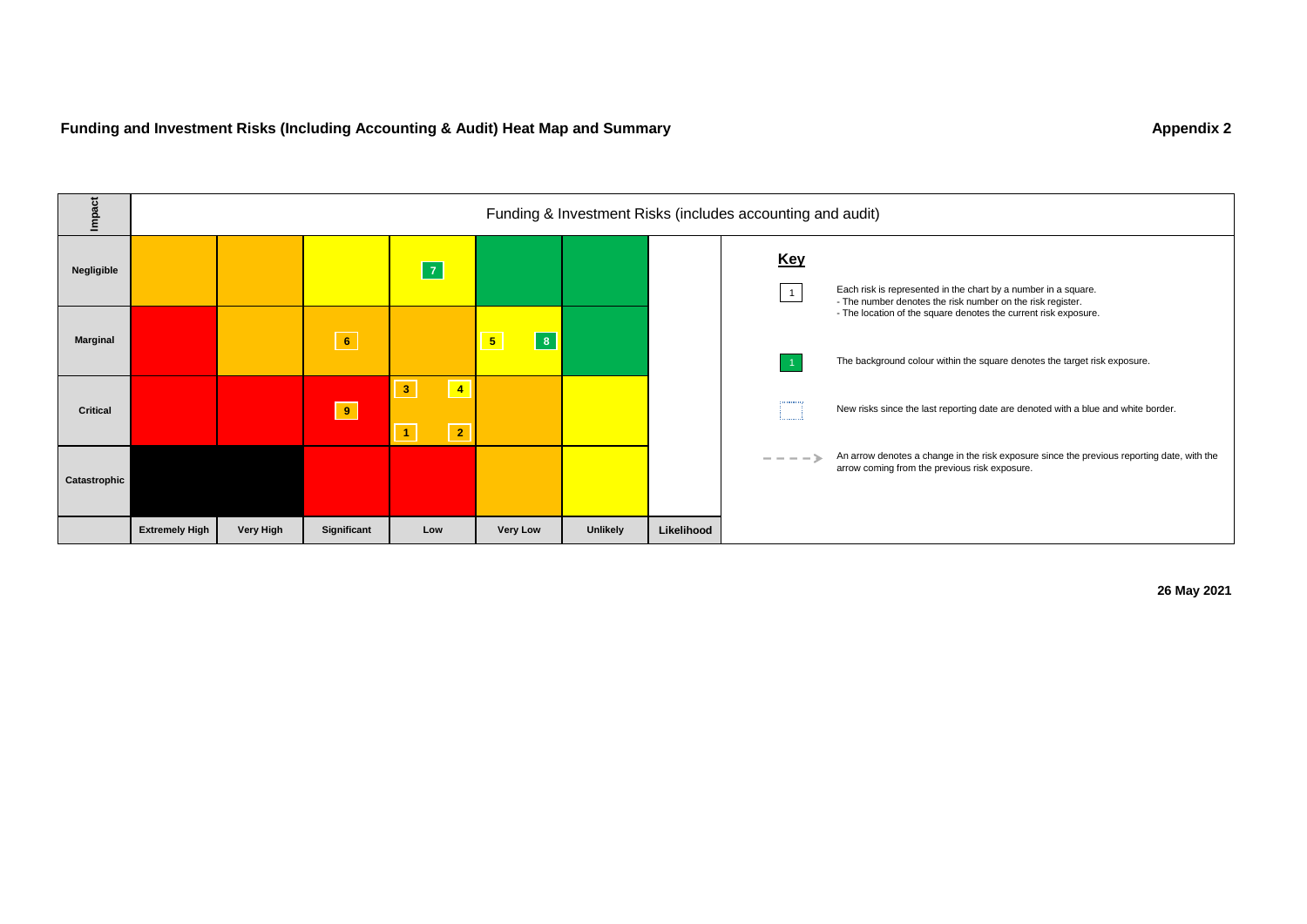## Funding and Investment Risks (Including Accounting & Audit) Heat Map and Summary

**Appendix 2**

Funding & Investment Risks (includes accounting and audit)

| Impact | Extremely High | Very High | Significant | Low | Very Low | Unlikely |
|---|---|---|---|---|---|---|
| **Negligible** | | | | 7 | | |
| **Marginal** | | | 6 | | 5, 8 | |
| **Critical** | | | 9 | 3, 4, 1, 2 | | |
| **Catastrophic** | | | | | | |
| | **Extremely High** | **Very High** | **Significant** | **Low** | **Very Low** | **Unlikely** |

Likelihood

**Key**

- 1 — Each risk is represented in the chart by a number in a square.
  - The number denotes the risk number on the risk register.
  - The location of the square denotes the current risk exposure.
- 1 — The background colour within the square denotes the target risk exposure.
- New risks since the last reporting date are denoted with a blue and white border.
- An arrow denotes a change in the risk exposure since the previous reporting date, with the arrow coming from the previous risk exposure.

**26 May 2021**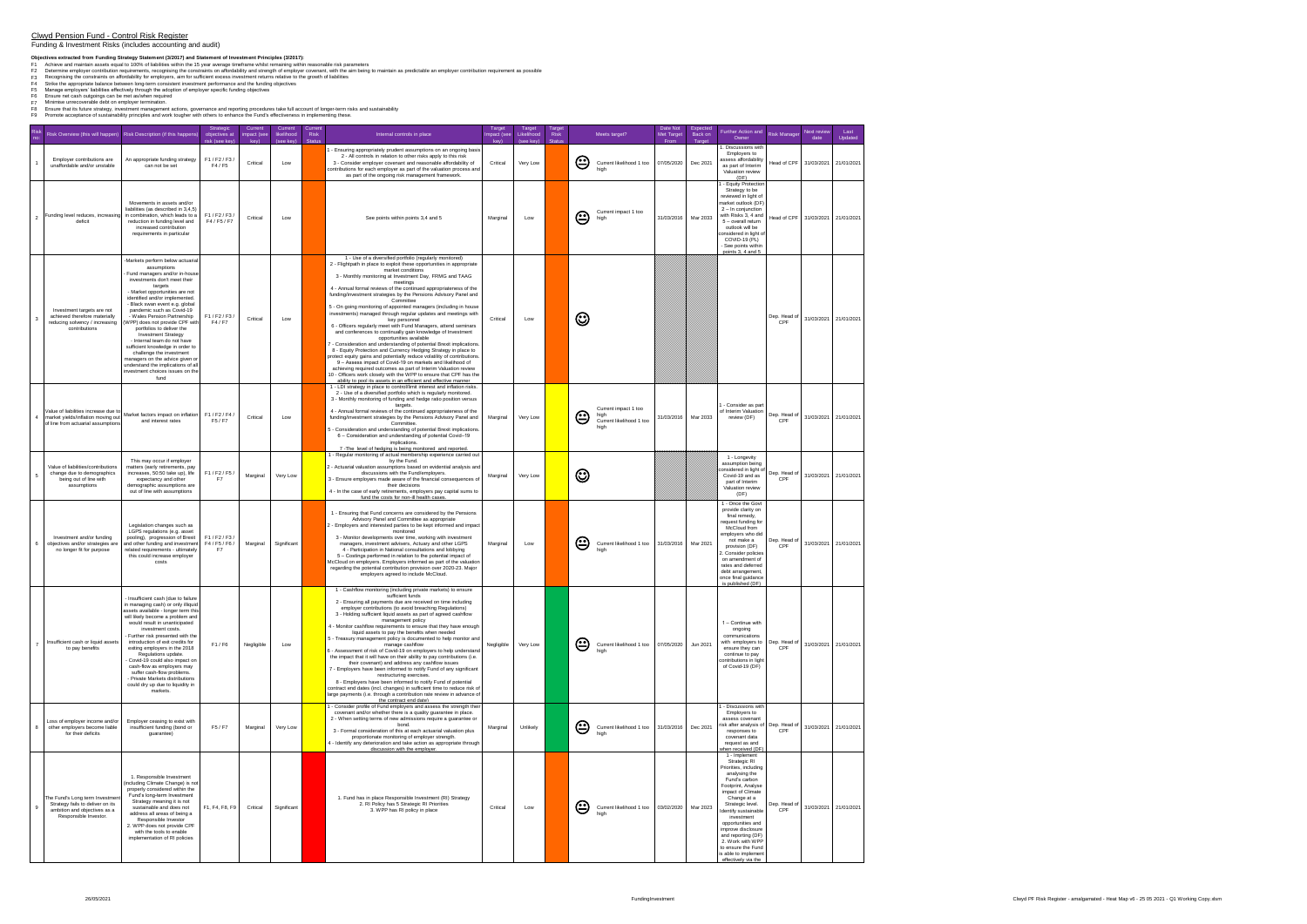# Clwyd Pension Fund - Control Risk Register

Funding & Investment Risks (includes accounting and audit)

**Objectives extracted from Funding Strategy Statement (3/2017) and Statement of Investment Principles (3/2017):**

F1 Achieve and maintain assets equal to 100% of liabilities within the 15 year average timeframe whilst remaining within reasonable risk parameters
F2 Determine employer contribution requirements, recognising the constraints on affordability and strength of employer covenant, with the aim being to maintain as predictable an employer contribution requirement as possible
F3 Recognising the constraints on affordability for employers, aim for sufficient excess investment returns relative to the growth of liabilities
F4 Strike the appropriate balance between long-term consistent investment performance and the funding objectives
F5 Manage employers' liabilities effectively through the adoption of employer specific funding objectives
F6 Ensure net cash outgoings can be met as/when required
F7 Minimise unrecoverable debt on employer termination.
F8 Ensure that its future strategy, investment management actions, governance and reporting procedures take full account of longer-term risks and sustainability
F9 Promote acceptance of sustainability principles and work tougher with others to enhance the Fund's effectiveness in implementing these.

| Risk no: | Risk Overview (this will happen) | Risk Description (if this happens) | Strategic objectives at risk (see key) | Current Impact (see key) | Current likelihood (see key) | Current Risk Status | Internal controls in place | Target Impact (see key) | Target Likelihood (see key) | Target Risk Status | Meets target? | Date Not Met Target From | Expected Back on Target | Further Action and Owner | Risk Manager | Next review date | Last Updated |
|---|---|---|---|---|---|---|---|---|---|---|---|---|---|---|---|---|---|
| 1 | Employer contributions are unaffordable and/or unstable | An appropriate funding strategy can not be set | F1 / F2 / F3 / F4 / F5 | Critical | Low | | 1 - Ensuring appropriately prudent assumptions on an ongoing basis<br>2 - All controls in relation to other risks apply to this risk<br>3 - Consider employer covenant and reasonable affordability of contributions for each employer as part of the valuation process and as part of the ongoing risk management framework. | Critical | Very Low | | Current likelihood 1 too high | 07/05/2020 | Dec 2021 | 1. Discussions with Employers to assess affordability as part of Interim Valuation review (DF) | Head of CPF | 31/03/2021 | 21/01/2021 |
| 2 | Funding level reduces, increasing deficit | Movements in assets and/or liabilities (as described in 3,4,5) in combination, which leads to a reduction in funding level and increased contribution requirements in particular | F1 / F2 / F3 / F4 / F5 / F7 | Critical | Low | | See points within points 3,4 and 5 | Marginal | Low | | Current impact 1 too high | 31/03/2016 | Mar 2033 | 1 - Equity Protection Strategy to be reviewed in light of market outlook (DF)<br>2 – In conjunction with Risks 3, 4 and 5 – overall return outlook will be considered in light of COVID-19 (PL)<br>- See points within points 3, 4 and 5 | Head of CPF | 31/03/2021 | 21/01/2021 |
| 3 | Investment targets are not achieved therefore materially reducing solvency / increasing contributions | -Markets perform below actuarial assumptions<br>- Fund managers and/or in-house investments don't meet their targets<br>- Market opportunities are not identified and/or implemented.<br>- Black swan event e.g. global pandemic such as Covid-19<br>- Wales Pension Partnership (WPP) does not provide CPF with portfolios to deliver the Investment Strategy<br>- Internal team do not have sufficient knowledge in order to challenge the investment managers on the advice given or understand the implications of all investment choices issues on the fund | F1 / F2 / F3 / F4 / F7 | Critical | Low | | 1 - Use of a diversified portfolio (regularly monitored)<br>2 - Flightpath in place to exploit these opportunities in appropriate market conditions<br>3 - Monthly monitoring at Investment Day, FRMG and TAAG meetings<br>4 - Annual formal reviews of the continued appropriateness of the funding/investment strategies by the Pensions Advisory Panel and Committee<br>5 - On going monitoring of appointed managers (including in house investments) managed through regular updates and meetings with key personnel<br>6 - Officers regularly meet with Fund Managers, attend seminars and conferences to continually gain knowledge of Investment opportunities available<br>7 - Consideration and understanding of potential Brexit implications.<br>8 - Equity Protection and Currency Hedging Strategy in place to protect equity gains and potentially reduce volatility of contributions.<br>9 – Assess impact of Covid-19 on markets and likelihood of achieving required outcomes as part of Interim Valuation review<br>10 - Officers work closely with the WPP to ensure that CPF has the ability to pool its assets in an efficient and effective manner | Critical | Low | | | | | | Dep. Head of CPF | 31/03/2021 | 21/01/2021 |
| 4 | Value of liabilities increase due to market yields/inflation moving out of line from actuarial assumptions | Market factors impact on inflation and interest rates | F1 / F2 / F4 / F5 / F7 | Critical | Low | | 1 - LDI strategy in place to control/limit interest and inflation risks.<br>2 - Use of a diversified portfolio which is regularly monitored.<br>3 - Monthly monitoring of funding and hedge ratio position versus targets.<br>4 - Annual formal reviews of the continued appropriateness of the funding/investment strategies by the Pensions Advisory Panel and Committee.<br>5 - Consideration and understanding of potential Brexit implications.<br>6 – Consideration and understanding of potential Covid–19 implications.<br>7 -The level of hedging is being monitored and reported. | Marginal | Very Low | | Current impact 1 too high<br>Current likelihood 1 too high | 31/03/2016 | Mar 2033 | 1 - Consider as part of Interim Valuation review (DF) | Dep. Head of CPF | 31/03/2021 | 21/01/2021 |
| 5 | Value of liabilities/contributions change due to demographics being out of line with assumptions | This may occur if employer matters (early retirements, pay increases, 50:50 take up), life expectancy and other demographic assumptions are out of line with assumptions | F1 / F2 / F5 / F7 | Marginal | Very Low | | 1 - Regular monitoring of actual membership experience carried out by the Fund.<br>2 - Actuarial valuation assumptions based on evidential analysis and discussions with the Fund/employers.<br>3 - Ensure employers made aware of the financial consequences of their decisions<br>4 - In the case of early retirements, employers pay capital sums to fund the costs for non-ill health cases. | Marginal | Very Low | | | | | 1 - Longevity assumption being considered in light of Covid-19 and as part of Interim Valuation review (DF) | Dep. Head of CPF | 31/03/2021 | 21/01/2021 |
| 6 | Investment and/or funding objectives and/or strategies are no longer fit for purpose | Legislation changes such as LGPS regulations (e.g. asset pooling), progression of Brexit and other funding and investment related requirements - ultimately this could increase employer costs | F1 / F2 / F3 / F4 / F5 / F6 / F7 | Marginal | Significant | | 1 - Ensuring that Fund concerns are considered by the Pensions Advisory Panel and Committee as appropriate<br>2 - Employers and interested parties to be kept informed and impact monitored<br>3 - Monitor developments over time, working with investment managers, investment advisers, Actuary and other LGPS<br>4 - Participation in National consultations and lobbying<br>5 – Costings performed in relation to the potential impact of McCloud on employers. Employers informed as part of the valuation regarding the potential contribution provision over 2020-23. Major employers agreed to include McCloud. | Marginal | Low | | Current likelihood 1 too high | 31/03/2016 | Mar 2021 | 1 - Once the Govt provide clarity on final remedy, request funding for McCloud from employers who did not make a provision (DF)<br>2. Consider policies on amendment of rates and deferred debt arrangement, once final guidance is published (DF) | Dep. Head of CPF | 31/03/2021 | 21/01/2021 |
| 7 | Insufficient cash or liquid assets to pay benefits | - Insufficient cash (due to failure in managing cash) or only illiquid assets available - longer term this will likely become a problem and would result in unanticipated investment costs.<br>- Further risk presented with the introduction of exit credits for exiting employers in the 2018 Regulations update.<br>- Covid-19 could also impact on cash-flow as employers may suffer cash-flow problems.<br>- Private Markets distributions could dry up due to liquidity in markets. | F1 / F6 | Negligible | Low | | 1 - Cashflow monitoring (including private markets) to ensure sufficient funds<br>2 - Ensuring all payments due are received on time including employer contributions (to avoid breaching Regulations)<br>3 - Holding sufficient liquid assets as part of agreed cashflow management policy<br>4 - Monitor cashflow requirements to ensure that they have enough liquid assets to pay the benefits when needed<br>5 - Treasury management policy is documented to help monitor and manage cashflow<br>6 - Assessment of risk of Covid-19 on employers to help understand the impact that it will have on their ability to pay contributions (i.e. their covenant) and address any cashflow issues<br>7 - Employers have been informed to notify Fund of any significant restructuring exercises.<br>8 - Employers have been informed to notify Fund of potential contract end dates (incl. changes) in sufficient time to reduce risk of large payments (i.e. through a contribution rate review in advance of the contract end date) | Negligible | Very Low | | Current likelihood 1 too high | 07/05/2020 | Jun 2021 | 1 – Continue with ongoing communications with employers to ensure they can continue to pay contributions in light of Covid-19 (DF) | Dep. Head of CPF | 31/03/2021 | 21/01/2021 |
| 8 | Loss of employer income and/or other employers become liable for their deficits | Employer ceasing to exist with insufficient funding (bond or guarantee) | F5 / F7 | Marginal | Very Low | | 1 - Consider profile of Fund employers and assess the strength their covenant and/or whether there is a quality guarantee in place.<br>2 - When setting terms of new admissions require a guarantee or bond.<br>3 - Formal consideration of this at each actuarial valuation plus proportionate monitoring of employer strength.<br>4 - Identify any deterioration and take action as appropriate through discussion with the employer. | Marginal | Unlikely | | Current likelihood 1 too high | 31/03/2016 | Dec 2021 | 1 - Discussions with Employers to assess covenant risk after analysis of responses to covenant data request as and when received (DF) | Dep. Head of CPF | 31/03/2021 | 21/01/2021 |
| 9 | The Fund's Long term Investment Strategy fails to deliver on its ambition and objectives as a Responsible Investor. | 1. Responsible Investment (including Climate Change) is not properly considered within the Fund's long-term Investment Strategy meaning it is not sustainable and does not address all areas of being a Responsible Investor<br>2. WPP does not provide CPF with the tools to enable implementation of RI policies | F1, F4, F8, F9 | Critical | Significant | | 1. Fund has in place Responsible Investment (RI) Strategy<br>2. RI Policy has 5 Strategic RI Priorities<br>3. WPP has RI policy in place | Critical | Low | | Current likelihood 1 too high | 03/02/2020 | Mar 2023 | 1 - Implement Strategic RI Priorities, including analysing the Fund's carbon Footprint, Analyse impact of Climate Change at a Strategic level, Identify sustainable investment opportunities and improve disclosure and reporting (DF)<br>2. Work with WPP to ensure the Fund is able to implement effectively via the | Dep. Head of CPF | 31/03/2021 | 21/01/2021 |